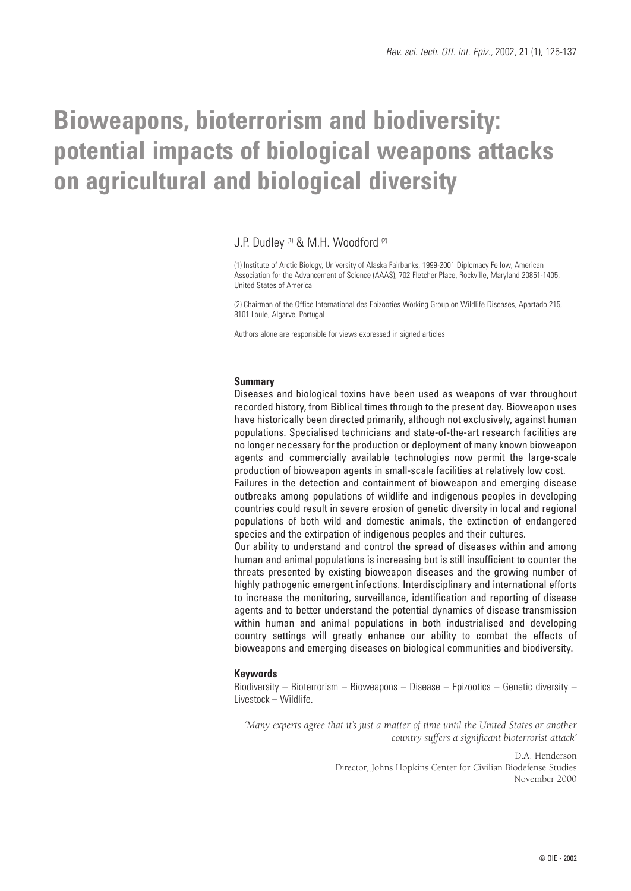# Bioweapons, bioterrorism and biodiversity: potential impacts of biological weapons attacks on agricultural and biological diversity

J.P. Dudley [1] & M.H. Woodford [2]

(1) Institute of Arctic Biology, University of Alaska Fairbanks, 1999-2001 Diplomacy Fellow, American Association for the Advancement of Science (AAAS), 702 Fletcher Place, Rockville, Maryland 20851-1405, United States of America

(2) Chairman of the Office International des Epizooties Working Group on Wildlife Diseases, Apartado 215, 8101 Loule, Algarve, Portugal

Authors alone are responsible for views expressed in signed articles

## Summary

Diseases and biological toxins have been used as weapons of war throughout recorded history, from Biblical times through to the present day. Bioweapon uses have historically been directed primarily, although not exclusively, against human populations. Specialised technicians and state-of-the-art research facilities are no longer necessary for the production or deployment of many known bioweapon agents and commercially available technologies now permit the large-scale production of bioweapon agents in small-scale facilities at relatively low cost.

Failures in the detection and containment of bioweapon and emerging disease outbreaks among populations of wildlife and indigenous peoples in developing countries could result in severe erosion of genetic diversity in local and regional populations of both wild and domestic animals, the extinction of endangered species and the extirpation of indigenous peoples and their cultures.

Our ability to understand and control the spread of diseases within and among human and animal populations is increasing but is still insufficient to counter the threats presented by existing bioweapon diseases and the growing number of highly pathogenic emergent infections. Interdisciplinary and international efforts to increase the monitoring, surveillance, identification and reporting of disease agents and to better understand the potential dynamics of disease transmission within human and animal populations in both industrialised and developing country settings will greatly enhance our ability to combat the effects of bioweapons and emerging diseases on biological communities and biodiversity.

## Keywords

Biodiversity – Bioterrorism – Bioweapons – Disease – Epizootics – Genetic diversity – Livestock – Wildlife.

*'Many experts agree that it's just a matter of time until the United States or another country suffers a significant bioterrorist attack'*

D.A. Henderson
Director, Johns Hopkins Center for Civilian Biodefense Studies
November 2000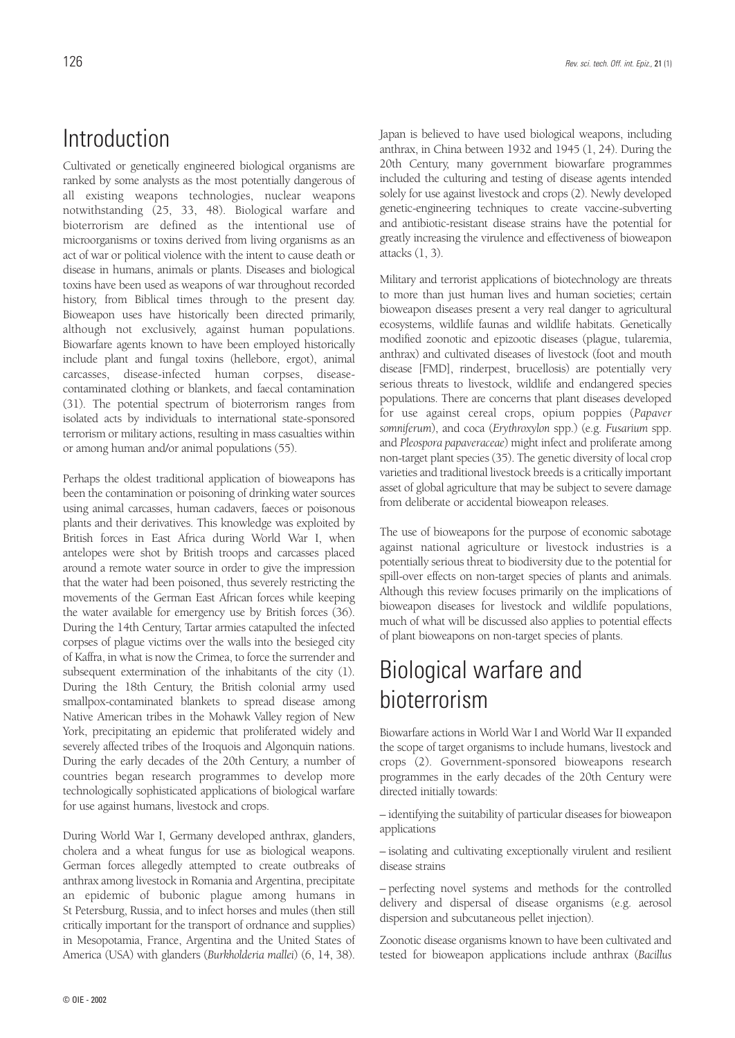## Introduction

Cultivated or genetically engineered biological organisms are ranked by some analysts as the most potentially dangerous of all existing weapons technologies, nuclear weapons notwithstanding (25, 33, 48). Biological warfare and bioterrorism are defined as the intentional use of microorganisms or toxins derived from living organisms as an act of war or political violence with the intent to cause death or disease in humans, animals or plants. Diseases and biological toxins have been used as weapons of war throughout recorded history, from Biblical times through to the present day. Bioweapon uses have historically been directed primarily, although not exclusively, against human populations. Biowarfare agents known to have been employed historically include plant and fungal toxins (hellebore, ergot), animal carcasses, disease-infected human corpses, disease-contaminated clothing or blankets, and faecal contamination (31). The potential spectrum of bioterrorism ranges from isolated acts by individuals to international state-sponsored terrorism or military actions, resulting in mass casualties within or among human and/or animal populations (55).

Perhaps the oldest traditional application of bioweapons has been the contamination or poisoning of drinking water sources using animal carcasses, human cadavers, faeces or poisonous plants and their derivatives. This knowledge was exploited by British forces in East Africa during World War I, when antelopes were shot by British troops and carcasses placed around a remote water source in order to give the impression that the water had been poisoned, thus severely restricting the movements of the German East African forces while keeping the water available for emergency use by British forces (36). During the 14th Century, Tartar armies catapulted the infected corpses of plague victims over the walls into the besieged city of Kaffra, in what is now the Crimea, to force the surrender and subsequent extermination of the inhabitants of the city (1). During the 18th Century, the British colonial army used smallpox-contaminated blankets to spread disease among Native American tribes in the Mohawk Valley region of New York, precipitating an epidemic that proliferated widely and severely affected tribes of the Iroquois and Algonquin nations. During the early decades of the 20th Century, a number of countries began research programmes to develop more technologically sophisticated applications of biological warfare for use against humans, livestock and crops.

During World War I, Germany developed anthrax, glanders, cholera and a wheat fungus for use as biological weapons. German forces allegedly attempted to create outbreaks of anthrax among livestock in Romania and Argentina, precipitate an epidemic of bubonic plague among humans in St Petersburg, Russia, and to infect horses and mules (then still critically important for the transport of ordnance and supplies) in Mesopotamia, France, Argentina and the United States of America (USA) with glanders (*Burkholderia mallei*) (6, 14, 38). Japan is believed to have used biological weapons, including anthrax, in China between 1932 and 1945 (1, 24). During the 20th Century, many government biowarfare programmes included the culturing and testing of disease agents intended solely for use against livestock and crops (2). Newly developed genetic-engineering techniques to create vaccine-subverting and antibiotic-resistant disease strains have the potential for greatly increasing the virulence and effectiveness of bioweapon attacks (1, 3).

Military and terrorist applications of biotechnology are threats to more than just human lives and human societies; certain bioweapon diseases present a very real danger to agricultural ecosystems, wildlife faunas and wildlife habitats. Genetically modified zoonotic and epizootic diseases (plague, tularemia, anthrax) and cultivated diseases of livestock (foot and mouth disease [FMD], rinderpest, brucellosis) are potentially very serious threats to livestock, wildlife and endangered species populations. There are concerns that plant diseases developed for use against cereal crops, opium poppies (*Papaver somniferum*), and coca (*Erythroxylon* spp.) (e.g. *Fusarium* spp. and *Pleospora papaveraceae*) might infect and proliferate among non-target plant species (35). The genetic diversity of local crop varieties and traditional livestock breeds is a critically important asset of global agriculture that may be subject to severe damage from deliberate or accidental bioweapon releases.

The use of bioweapons for the purpose of economic sabotage against national agriculture or livestock industries is a potentially serious threat to biodiversity due to the potential for spill-over effects on non-target species of plants and animals. Although this review focuses primarily on the implications of bioweapon diseases for livestock and wildlife populations, much of what will be discussed also applies to potential effects of plant bioweapons on non-target species of plants.

## Biological warfare and bioterrorism

Biowarfare actions in World War I and World War II expanded the scope of target organisms to include humans, livestock and crops (2). Government-sponsored bioweapons research programmes in the early decades of the 20th Century were directed initially towards:

– identifying the suitability of particular diseases for bioweapon applications

– isolating and cultivating exceptionally virulent and resilient disease strains

– perfecting novel systems and methods for the controlled delivery and dispersal of disease organisms (e.g. aerosol dispersion and subcutaneous pellet injection).

Zoonotic disease organisms known to have been cultivated and tested for bioweapon applications include anthrax (*Bacillus*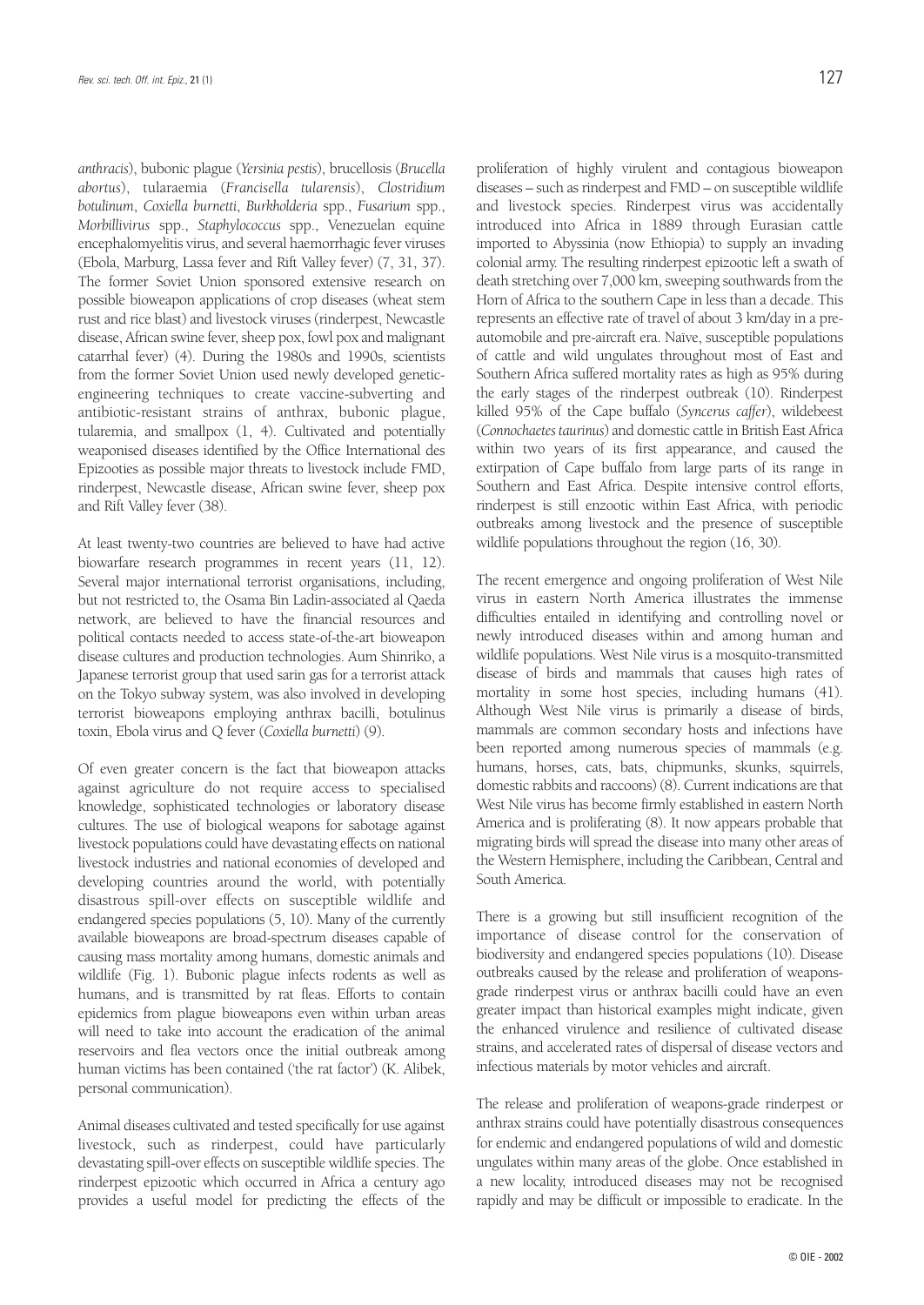*anthracis*), bubonic plague (*Yersinia pestis*), brucellosis (*Brucella abortus*), tularaemia (*Francisella tularensis*), *Clostridium botulinum*, *Coxiella burnetti*, *Burkholderia* spp., *Fusarium* spp., *Morbillivirus* spp., *Staphylococcus* spp., Venezuelan equine encephalomyelitis virus, and several haemorrhagic fever viruses (Ebola, Marburg, Lassa fever and Rift Valley fever) (7, 31, 37). The former Soviet Union sponsored extensive research on possible bioweapon applications of crop diseases (wheat stem rust and rice blast) and livestock viruses (rinderpest, Newcastle disease, African swine fever, sheep pox, fowl pox and malignant catarrhal fever) (4). During the 1980s and 1990s, scientists from the former Soviet Union used newly developed genetic-engineering techniques to create vaccine-subverting and antibiotic-resistant strains of anthrax, bubonic plague, tularemia, and smallpox (1, 4). Cultivated and potentially weaponised diseases identified by the Office International des Epizooties as possible major threats to livestock include FMD, rinderpest, Newcastle disease, African swine fever, sheep pox and Rift Valley fever (38).

At least twenty-two countries are believed to have had active biowarfare research programmes in recent years (11, 12). Several major international terrorist organisations, including, but not restricted to, the Osama Bin Ladin-associated al Qaeda network, are believed to have the financial resources and political contacts needed to access state-of-the-art bioweapon disease cultures and production technologies. Aum Shinriko, a Japanese terrorist group that used sarin gas for a terrorist attack on the Tokyo subway system, was also involved in developing terrorist bioweapons employing anthrax bacilli, botulinus toxin, Ebola virus and Q fever (*Coxiella burnetti*) (9).

Of even greater concern is the fact that bioweapon attacks against agriculture do not require access to specialised knowledge, sophisticated technologies or laboratory disease cultures. The use of biological weapons for sabotage against livestock populations could have devastating effects on national livestock industries and national economies of developed and developing countries around the world, with potentially disastrous spill-over effects on susceptible wildlife and endangered species populations (5, 10). Many of the currently available bioweapons are broad-spectrum diseases capable of causing mass mortality among humans, domestic animals and wildlife (Fig. 1). Bubonic plague infects rodents as well as humans, and is transmitted by rat fleas. Efforts to contain epidemics from plague bioweapons even within urban areas will need to take into account the eradication of the animal reservoirs and flea vectors once the initial outbreak among human victims has been contained ('the rat factor') (K. Alibek, personal communication).

Animal diseases cultivated and tested specifically for use against livestock, such as rinderpest, could have particularly devastating spill-over effects on susceptible wildlife species. The rinderpest epizootic which occurred in Africa a century ago provides a useful model for predicting the effects of the proliferation of highly virulent and contagious bioweapon diseases – such as rinderpest and FMD – on susceptible wildlife and livestock species. Rinderpest virus was accidentally introduced into Africa in 1889 through Eurasian cattle imported to Abyssinia (now Ethiopia) to supply an invading colonial army. The resulting rinderpest epizootic left a swath of death stretching over 7,000 km, sweeping southwards from the Horn of Africa to the southern Cape in less than a decade. This represents an effective rate of travel of about 3 km/day in a pre-automobile and pre-aircraft era. Naïve, susceptible populations of cattle and wild ungulates throughout most of East and Southern Africa suffered mortality rates as high as 95% during the early stages of the rinderpest outbreak (10). Rinderpest killed 95% of the Cape buffalo (*Syncerus caffer*), wildebeest (*Connochaetes taurinus*) and domestic cattle in British East Africa within two years of its first appearance, and caused the extirpation of Cape buffalo from large parts of its range in Southern and East Africa. Despite intensive control efforts, rinderpest is still enzootic within East Africa, with periodic outbreaks among livestock and the presence of susceptible wildlife populations throughout the region (16, 30).

The recent emergence and ongoing proliferation of West Nile virus in eastern North America illustrates the immense difficulties entailed in identifying and controlling novel or newly introduced diseases within and among human and wildlife populations. West Nile virus is a mosquito-transmitted disease of birds and mammals that causes high rates of mortality in some host species, including humans (41). Although West Nile virus is primarily a disease of birds, mammals are common secondary hosts and infections have been reported among numerous species of mammals (e.g. humans, horses, cats, bats, chipmunks, skunks, squirrels, domestic rabbits and raccoons) (8). Current indications are that West Nile virus has become firmly established in eastern North America and is proliferating (8). It now appears probable that migrating birds will spread the disease into many other areas of the Western Hemisphere, including the Caribbean, Central and South America.

There is a growing but still insufficient recognition of the importance of disease control for the conservation of biodiversity and endangered species populations (10). Disease outbreaks caused by the release and proliferation of weapons-grade rinderpest virus or anthrax bacilli could have an even greater impact than historical examples might indicate, given the enhanced virulence and resilience of cultivated disease strains, and accelerated rates of dispersal of disease vectors and infectious materials by motor vehicles and aircraft.

The release and proliferation of weapons-grade rinderpest or anthrax strains could have potentially disastrous consequences for endemic and endangered populations of wild and domestic ungulates within many areas of the globe. Once established in a new locality, introduced diseases may not be recognised rapidly and may be difficult or impossible to eradicate. In the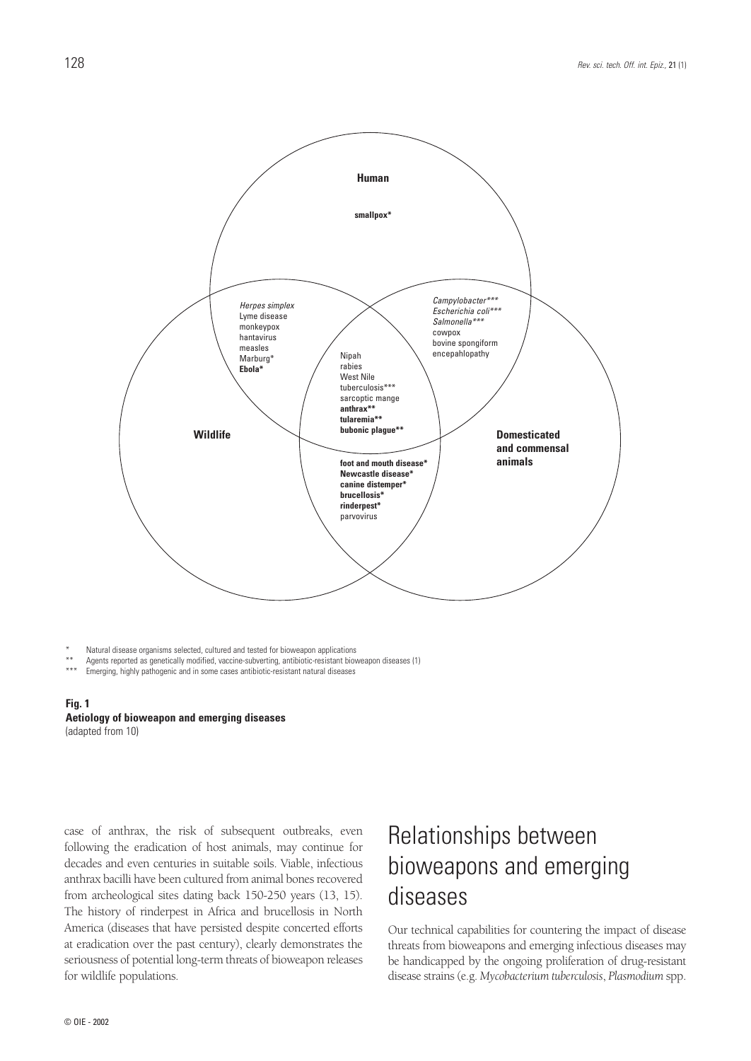**Human**

**smallpox***

*Herpes simplex*
Lyme disease
monkeypox
hantavirus
measles
Marburg*
**Ebola***

*Campylobacter****
*Escherichia coli****
*Salmonella****
cowpox
bovine spongiform
encepahlopathy

Nipah
rabies
West Nile
tuberculosis***
sarcoptic mange
**anthrax****
**tularemia****
**bubonic plague****

**Wildlife**

**Domesticated and commensal animals**

**foot and mouth disease***
**Newcastle disease***
**canine distemper***
**brucellosis***
**rinderpest***
parvovirus

\* Natural disease organisms selected, cultured and tested for bioweapon applications
\** Agents reported as genetically modified, vaccine-subverting, antibiotic-resistant bioweapon diseases (1)
\*** Emerging, highly pathogenic and in some cases antibiotic-resistant natural diseases

**Fig. 1**
**Aetiology of bioweapon and emerging diseases**
(adapted from 10)

case of anthrax, the risk of subsequent outbreaks, even following the eradication of host animals, may continue for decades and even centuries in suitable soils. Viable, infectious anthrax bacilli have been cultured from animal bones recovered from archeological sites dating back 150-250 years (13, 15). The history of rinderpest in Africa and brucellosis in North America (diseases that have persisted despite concerted efforts at eradication over the past century), clearly demonstrates the seriousness of potential long-term threats of bioweapon releases for wildlife populations.

# Relationships between bioweapons and emerging diseases

Our technical capabilities for countering the impact of disease threats from bioweapons and emerging infectious diseases may be handicapped by the ongoing proliferation of drug-resistant disease strains (e.g. *Mycobacterium tuberculosis*, *Plasmodium* spp.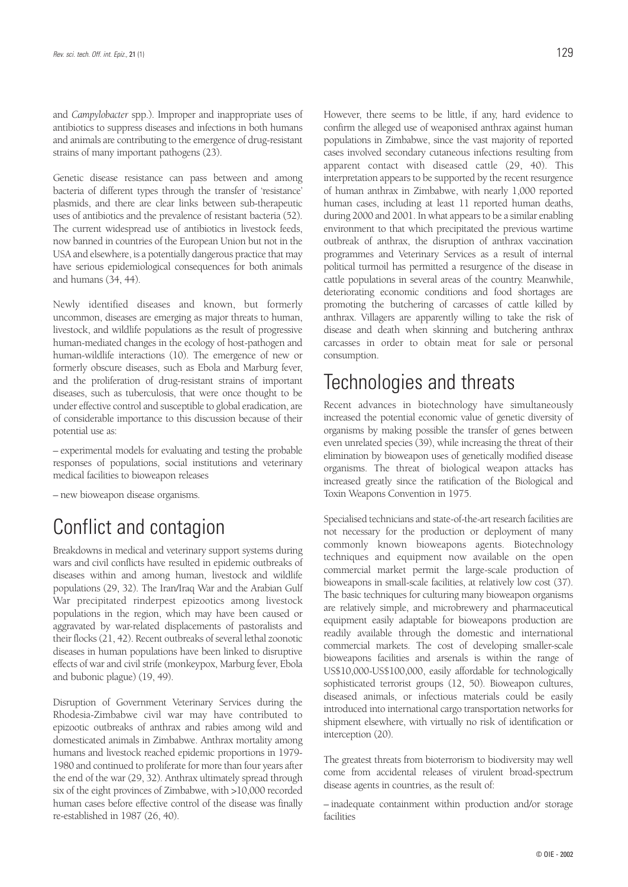and *Campylobacter* spp.). Improper and inappropriate uses of antibiotics to suppress diseases and infections in both humans and animals are contributing to the emergence of drug-resistant strains of many important pathogens (23).

Genetic disease resistance can pass between and among bacteria of different types through the transfer of 'resistance' plasmids, and there are clear links between sub-therapeutic uses of antibiotics and the prevalence of resistant bacteria (52). The current widespread use of antibiotics in livestock feeds, now banned in countries of the European Union but not in the USA and elsewhere, is a potentially dangerous practice that may have serious epidemiological consequences for both animals and humans (34, 44).

Newly identified diseases and known, but formerly uncommon, diseases are emerging as major threats to human, livestock, and wildlife populations as the result of progressive human-mediated changes in the ecology of host-pathogen and human-wildlife interactions (10). The emergence of new or formerly obscure diseases, such as Ebola and Marburg fever, and the proliferation of drug-resistant strains of important diseases, such as tuberculosis, that were once thought to be under effective control and susceptible to global eradication, are of considerable importance to this discussion because of their potential use as:

– experimental models for evaluating and testing the probable responses of populations, social institutions and veterinary medical facilities to bioweapon releases

– new bioweapon disease organisms.

## Conflict and contagion

Breakdowns in medical and veterinary support systems during wars and civil conflicts have resulted in epidemic outbreaks of diseases within and among human, livestock and wildlife populations (29, 32). The Iran/Iraq War and the Arabian Gulf War precipitated rinderpest epizootics among livestock populations in the region, which may have been caused or aggravated by war-related displacements of pastoralists and their flocks (21, 42). Recent outbreaks of several lethal zoonotic diseases in human populations have been linked to disruptive effects of war and civil strife (monkeypox, Marburg fever, Ebola and bubonic plague) (19, 49).

Disruption of Government Veterinary Services during the Rhodesia-Zimbabwe civil war may have contributed to epizootic outbreaks of anthrax and rabies among wild and domesticated animals in Zimbabwe. Anthrax mortality among humans and livestock reached epidemic proportions in 1979-1980 and continued to proliferate for more than four years after the end of the war (29, 32). Anthrax ultimately spread through six of the eight provinces of Zimbabwe, with >10,000 recorded human cases before effective control of the disease was finally re-established in 1987 (26, 40).

However, there seems to be little, if any, hard evidence to confirm the alleged use of weaponised anthrax against human populations in Zimbabwe, since the vast majority of reported cases involved secondary cutaneous infections resulting from apparent contact with diseased cattle (29, 40). This interpretation appears to be supported by the recent resurgence of human anthrax in Zimbabwe, with nearly 1,000 reported human cases, including at least 11 reported human deaths, during 2000 and 2001. In what appears to be a similar enabling environment to that which precipitated the previous wartime outbreak of anthrax, the disruption of anthrax vaccination programmes and Veterinary Services as a result of internal political turmoil has permitted a resurgence of the disease in cattle populations in several areas of the country. Meanwhile, deteriorating economic conditions and food shortages are promoting the butchering of carcasses of cattle killed by anthrax. Villagers are apparently willing to take the risk of disease and death when skinning and butchering anthrax carcasses in order to obtain meat for sale or personal consumption.

## Technologies and threats

Recent advances in biotechnology have simultaneously increased the potential economic value of genetic diversity of organisms by making possible the transfer of genes between even unrelated species (39), while increasing the threat of their elimination by bioweapon uses of genetically modified disease organisms. The threat of biological weapon attacks has increased greatly since the ratification of the Biological and Toxin Weapons Convention in 1975.

Specialised technicians and state-of-the-art research facilities are not necessary for the production or deployment of many commonly known bioweapons agents. Biotechnology techniques and equipment now available on the open commercial market permit the large-scale production of bioweapons in small-scale facilities, at relatively low cost (37). The basic techniques for culturing many bioweapon organisms are relatively simple, and microbrewery and pharmaceutical equipment easily adaptable for bioweapons production are readily available through the domestic and international commercial markets. The cost of developing smaller-scale bioweapons facilities and arsenals is within the range of US$10,000-US$100,000, easily affordable for technologically sophisticated terrorist groups (12, 50). Bioweapon cultures, diseased animals, or infectious materials could be easily introduced into international cargo transportation networks for shipment elsewhere, with virtually no risk of identification or interception (20).

The greatest threats from bioterrorism to biodiversity may well come from accidental releases of virulent broad-spectrum disease agents in countries, as the result of:

– inadequate containment within production and/or storage facilities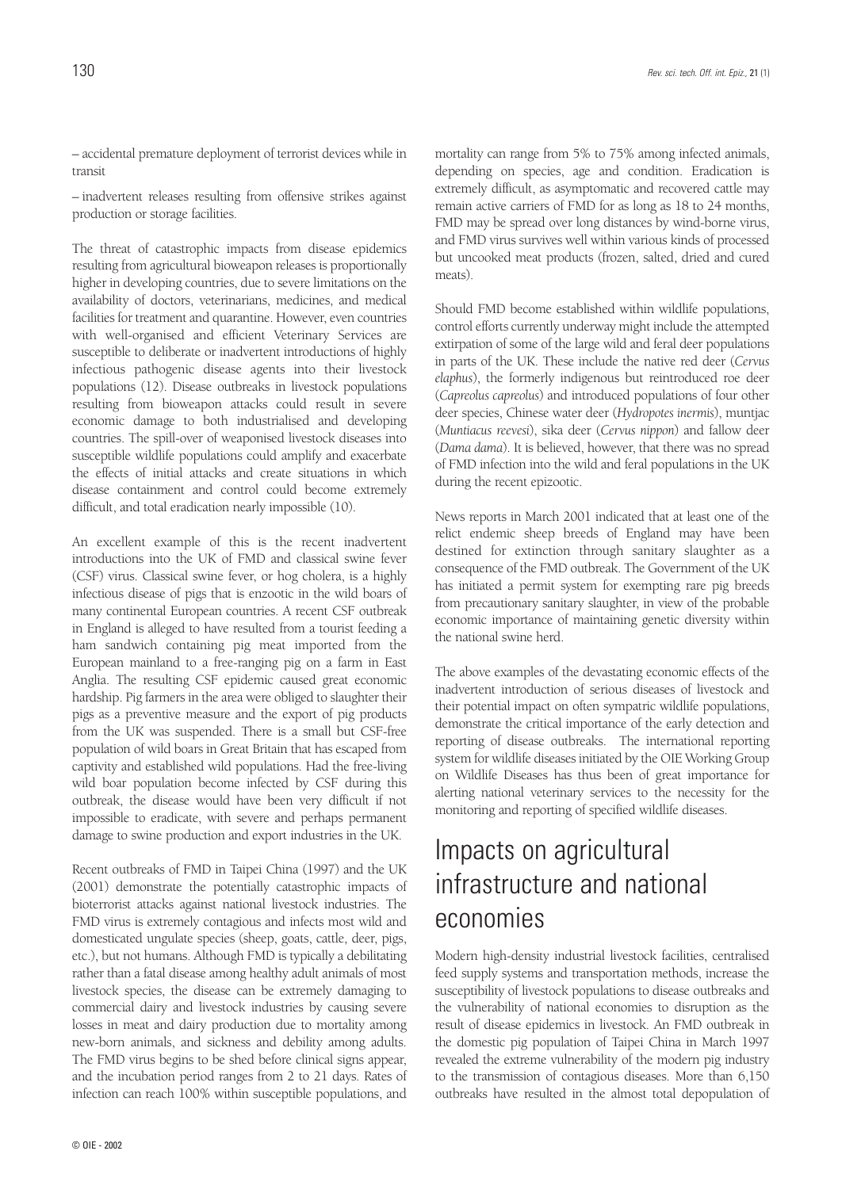– accidental premature deployment of terrorist devices while in transit

– inadvertent releases resulting from offensive strikes against production or storage facilities.

The threat of catastrophic impacts from disease epidemics resulting from agricultural bioweapon releases is proportionally higher in developing countries, due to severe limitations on the availability of doctors, veterinarians, medicines, and medical facilities for treatment and quarantine. However, even countries with well-organised and efficient Veterinary Services are susceptible to deliberate or inadvertent introductions of highly infectious pathogenic disease agents into their livestock populations (12). Disease outbreaks in livestock populations resulting from bioweapon attacks could result in severe economic damage to both industrialised and developing countries. The spill-over of weaponised livestock diseases into susceptible wildlife populations could amplify and exacerbate the effects of initial attacks and create situations in which disease containment and control could become extremely difficult, and total eradication nearly impossible (10).

An excellent example of this is the recent inadvertent introductions into the UK of FMD and classical swine fever (CSF) virus. Classical swine fever, or hog cholera, is a highly infectious disease of pigs that is enzootic in the wild boars of many continental European countries. A recent CSF outbreak in England is alleged to have resulted from a tourist feeding a ham sandwich containing pig meat imported from the European mainland to a free-ranging pig on a farm in East Anglia. The resulting CSF epidemic caused great economic hardship. Pig farmers in the area were obliged to slaughter their pigs as a preventive measure and the export of pig products from the UK was suspended. There is a small but CSF-free population of wild boars in Great Britain that has escaped from captivity and established wild populations. Had the free-living wild boar population become infected by CSF during this outbreak, the disease would have been very difficult if not impossible to eradicate, with severe and perhaps permanent damage to swine production and export industries in the UK.

Recent outbreaks of FMD in Taipei China (1997) and the UK (2001) demonstrate the potentially catastrophic impacts of bioterrorist attacks against national livestock industries. The FMD virus is extremely contagious and infects most wild and domesticated ungulate species (sheep, goats, cattle, deer, pigs, etc.), but not humans. Although FMD is typically a debilitating rather than a fatal disease among healthy adult animals of most livestock species, the disease can be extremely damaging to commercial dairy and livestock industries by causing severe losses in meat and dairy production due to mortality among new-born animals, and sickness and debility among adults. The FMD virus begins to be shed before clinical signs appear, and the incubation period ranges from 2 to 21 days. Rates of infection can reach 100% within susceptible populations, and mortality can range from 5% to 75% among infected animals, depending on species, age and condition. Eradication is extremely difficult, as asymptomatic and recovered cattle may remain active carriers of FMD for as long as 18 to 24 months, FMD may be spread over long distances by wind-borne virus, and FMD virus survives well within various kinds of processed but uncooked meat products (frozen, salted, dried and cured meats).

Should FMD become established within wildlife populations, control efforts currently underway might include the attempted extirpation of some of the large wild and feral deer populations in parts of the UK. These include the native red deer (*Cervus elaphus*), the formerly indigenous but reintroduced roe deer (*Capreolus capreolus*) and introduced populations of four other deer species, Chinese water deer (*Hydropotes inermis*), muntjac (*Muntiacus reevesi*), sika deer (*Cervus nippon*) and fallow deer (*Dama dama*). It is believed, however, that there was no spread of FMD infection into the wild and feral populations in the UK during the recent epizootic.

News reports in March 2001 indicated that at least one of the relict endemic sheep breeds of England may have been destined for extinction through sanitary slaughter as a consequence of the FMD outbreak. The Government of the UK has initiated a permit system for exempting rare pig breeds from precautionary sanitary slaughter, in view of the probable economic importance of maintaining genetic diversity within the national swine herd.

The above examples of the devastating economic effects of the inadvertent introduction of serious diseases of livestock and their potential impact on often sympatric wildlife populations, demonstrate the critical importance of the early detection and reporting of disease outbreaks. The international reporting system for wildlife diseases initiated by the OIE Working Group on Wildlife Diseases has thus been of great importance for alerting national veterinary services to the necessity for the monitoring and reporting of specified wildlife diseases.

# Impacts on agricultural infrastructure and national economies

Modern high-density industrial livestock facilities, centralised feed supply systems and transportation methods, increase the susceptibility of livestock populations to disease outbreaks and the vulnerability of national economies to disruption as the result of disease epidemics in livestock. An FMD outbreak in the domestic pig population of Taipei China in March 1997 revealed the extreme vulnerability of the modern pig industry to the transmission of contagious diseases. More than 6,150 outbreaks have resulted in the almost total depopulation of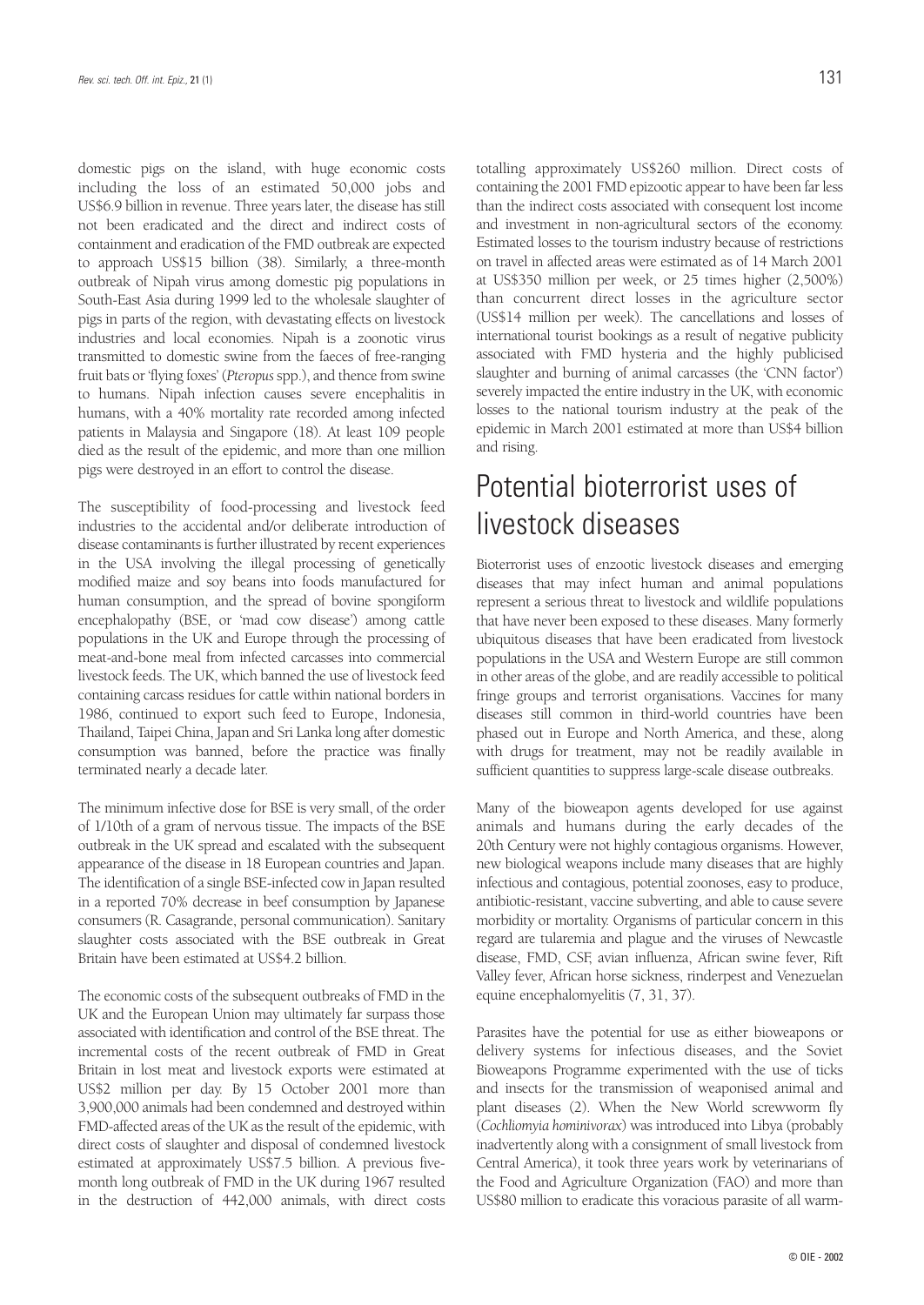domestic pigs on the island, with huge economic costs including the loss of an estimated 50,000 jobs and US$6.9 billion in revenue. Three years later, the disease has still not been eradicated and the direct and indirect costs of containment and eradication of the FMD outbreak are expected to approach US$15 billion (38). Similarly, a three-month outbreak of Nipah virus among domestic pig populations in South-East Asia during 1999 led to the wholesale slaughter of pigs in parts of the region, with devastating effects on livestock industries and local economies. Nipah is a zoonotic virus transmitted to domestic swine from the faeces of free-ranging fruit bats or 'flying foxes' (*Pteropus* spp.), and thence from swine to humans. Nipah infection causes severe encephalitis in humans, with a 40% mortality rate recorded among infected patients in Malaysia and Singapore (18). At least 109 people died as the result of the epidemic, and more than one million pigs were destroyed in an effort to control the disease.

The susceptibility of food-processing and livestock feed industries to the accidental and/or deliberate introduction of disease contaminants is further illustrated by recent experiences in the USA involving the illegal processing of genetically modified maize and soy beans into foods manufactured for human consumption, and the spread of bovine spongiform encephalopathy (BSE, or 'mad cow disease') among cattle populations in the UK and Europe through the processing of meat-and-bone meal from infected carcasses into commercial livestock feeds. The UK, which banned the use of livestock feed containing carcass residues for cattle within national borders in 1986, continued to export such feed to Europe, Indonesia, Thailand, Taipei China, Japan and Sri Lanka long after domestic consumption was banned, before the practice was finally terminated nearly a decade later.

The minimum infective dose for BSE is very small, of the order of 1/10th of a gram of nervous tissue. The impacts of the BSE outbreak in the UK spread and escalated with the subsequent appearance of the disease in 18 European countries and Japan. The identification of a single BSE-infected cow in Japan resulted in a reported 70% decrease in beef consumption by Japanese consumers (R. Casagrande, personal communication). Sanitary slaughter costs associated with the BSE outbreak in Great Britain have been estimated at US$4.2 billion.

The economic costs of the subsequent outbreaks of FMD in the UK and the European Union may ultimately far surpass those associated with identification and control of the BSE threat. The incremental costs of the recent outbreak of FMD in Great Britain in lost meat and livestock exports were estimated at US$2 million per day. By 15 October 2001 more than 3,900,000 animals had been condemned and destroyed within FMD-affected areas of the UK as the result of the epidemic, with direct costs of slaughter and disposal of condemned livestock estimated at approximately US$7.5 billion. A previous five-month long outbreak of FMD in the UK during 1967 resulted in the destruction of 442,000 animals, with direct costs totalling approximately US$260 million. Direct costs of containing the 2001 FMD epizootic appear to have been far less than the indirect costs associated with consequent lost income and investment in non-agricultural sectors of the economy. Estimated losses to the tourism industry because of restrictions on travel in affected areas were estimated as of 14 March 2001 at US$350 million per week, or 25 times higher (2,500%) than concurrent direct losses in the agriculture sector (US$14 million per week). The cancellations and losses of international tourist bookings as a result of negative publicity associated with FMD hysteria and the highly publicised slaughter and burning of animal carcasses (the 'CNN factor') severely impacted the entire industry in the UK, with economic losses to the national tourism industry at the peak of the epidemic in March 2001 estimated at more than US$4 billion and rising.

# Potential bioterrorist uses of livestock diseases

Bioterrorist uses of enzootic livestock diseases and emerging diseases that may infect human and animal populations represent a serious threat to livestock and wildlife populations that have never been exposed to these diseases. Many formerly ubiquitous diseases that have been eradicated from livestock populations in the USA and Western Europe are still common in other areas of the globe, and are readily accessible to political fringe groups and terrorist organisations. Vaccines for many diseases still common in third-world countries have been phased out in Europe and North America, and these, along with drugs for treatment, may not be readily available in sufficient quantities to suppress large-scale disease outbreaks.

Many of the bioweapon agents developed for use against animals and humans during the early decades of the 20th Century were not highly contagious organisms. However, new biological weapons include many diseases that are highly infectious and contagious, potential zoonoses, easy to produce, antibiotic-resistant, vaccine subverting, and able to cause severe morbidity or mortality. Organisms of particular concern in this regard are tularemia and plague and the viruses of Newcastle disease, FMD, CSF, avian influenza, African swine fever, Rift Valley fever, African horse sickness, rinderpest and Venezuelan equine encephalomyelitis (7, 31, 37).

Parasites have the potential for use as either bioweapons or delivery systems for infectious diseases, and the Soviet Bioweapons Programme experimented with the use of ticks and insects for the transmission of weaponised animal and plant diseases (2). When the New World screwworm fly (*Cochliomyia hominivorax*) was introduced into Libya (probably inadvertently along with a consignment of small livestock from Central America), it took three years work by veterinarians of the Food and Agriculture Organization (FAO) and more than US$80 million to eradicate this voracious parasite of all warm-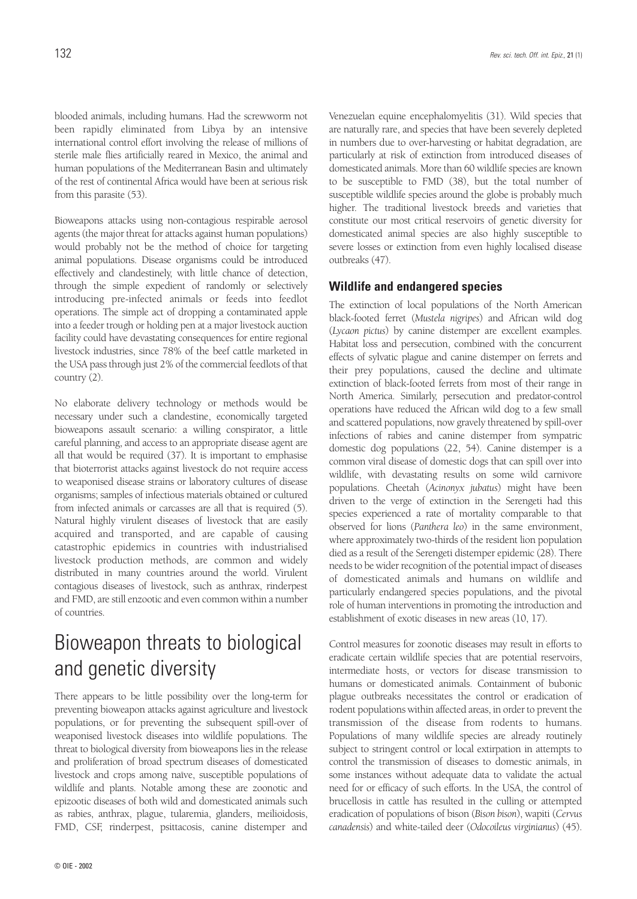blooded animals, including humans. Had the screwworm not been rapidly eliminated from Libya by an intensive international control effort involving the release of millions of sterile male flies artificially reared in Mexico, the animal and human populations of the Mediterranean Basin and ultimately of the rest of continental Africa would have been at serious risk from this parasite (53).

Bioweapons attacks using non-contagious respirable aerosol agents (the major threat for attacks against human populations) would probably not be the method of choice for targeting animal populations. Disease organisms could be introduced effectively and clandestinely, with little chance of detection, through the simple expedient of randomly or selectively introducing pre-infected animals or feeds into feedlot operations. The simple act of dropping a contaminated apple into a feeder trough or holding pen at a major livestock auction facility could have devastating consequences for entire regional livestock industries, since 78% of the beef cattle marketed in the USA pass through just 2% of the commercial feedlots of that country (2).

No elaborate delivery technology or methods would be necessary under such a clandestine, economically targeted bioweapons assault scenario: a willing conspirator, a little careful planning, and access to an appropriate disease agent are all that would be required (37). It is important to emphasise that bioterrorist attacks against livestock do not require access to weaponised disease strains or laboratory cultures of disease organisms; samples of infectious materials obtained or cultured from infected animals or carcasses are all that is required (5). Natural highly virulent diseases of livestock that are easily acquired and transported, and are capable of causing catastrophic epidemics in countries with industrialised livestock production methods, are common and widely distributed in many countries around the world. Virulent contagious diseases of livestock, such as anthrax, rinderpest and FMD, are still enzootic and even common within a number of countries.

# Bioweapon threats to biological and genetic diversity

There appears to be little possibility over the long-term for preventing bioweapon attacks against agriculture and livestock populations, or for preventing the subsequent spill-over of weaponised livestock diseases into wildlife populations. The threat to biological diversity from bioweapons lies in the release and proliferation of broad spectrum diseases of domesticated livestock and crops among naïve, susceptible populations of wildlife and plants. Notable among these are zoonotic and epizootic diseases of both wild and domesticated animals such as rabies, anthrax, plague, tularemia, glanders, meilioidosis, FMD, CSF, rinderpest, psittacosis, canine distemper and Venezuelan equine encephalomyelitis (31). Wild species that are naturally rare, and species that have been severely depleted in numbers due to over-harvesting or habitat degradation, are particularly at risk of extinction from introduced diseases of domesticated animals. More than 60 wildlife species are known to be susceptible to FMD (38), but the total number of susceptible wildlife species around the globe is probably much higher. The traditional livestock breeds and varieties that constitute our most critical reservoirs of genetic diversity for domesticated animal species are also highly susceptible to severe losses or extinction from even highly localised disease outbreaks (47).

## Wildlife and endangered species

The extinction of local populations of the North American black-footed ferret (*Mustela nigripes*) and African wild dog (*Lycaon pictus*) by canine distemper are excellent examples. Habitat loss and persecution, combined with the concurrent effects of sylvatic plague and canine distemper on ferrets and their prey populations, caused the decline and ultimate extinction of black-footed ferrets from most of their range in North America. Similarly, persecution and predator-control operations have reduced the African wild dog to a few small and scattered populations, now gravely threatened by spill-over infections of rabies and canine distemper from sympatric domestic dog populations (22, 54). Canine distemper is a common viral disease of domestic dogs that can spill over into wildlife, with devastating results on some wild carnivore populations. Cheetah (*Acinonyx jubatus*) might have been driven to the verge of extinction in the Serengeti had this species experienced a rate of mortality comparable to that observed for lions (*Panthera leo*) in the same environment, where approximately two-thirds of the resident lion population died as a result of the Serengeti distemper epidemic (28). There needs to be wider recognition of the potential impact of diseases of domesticated animals and humans on wildlife and particularly endangered species populations, and the pivotal role of human interventions in promoting the introduction and establishment of exotic diseases in new areas (10, 17).

Control measures for zoonotic diseases may result in efforts to eradicate certain wildlife species that are potential reservoirs, intermediate hosts, or vectors for disease transmission to humans or domesticated animals. Containment of bubonic plague outbreaks necessitates the control or eradication of rodent populations within affected areas, in order to prevent the transmission of the disease from rodents to humans. Populations of many wildlife species are already routinely subject to stringent control or local extirpation in attempts to control the transmission of diseases to domestic animals, in some instances without adequate data to validate the actual need for or efficacy of such efforts. In the USA, the control of brucellosis in cattle has resulted in the culling or attempted eradication of populations of bison (*Bison bison*), wapiti (*Cervus canadensis*) and white-tailed deer (*Odocoileus virginianus*) (45).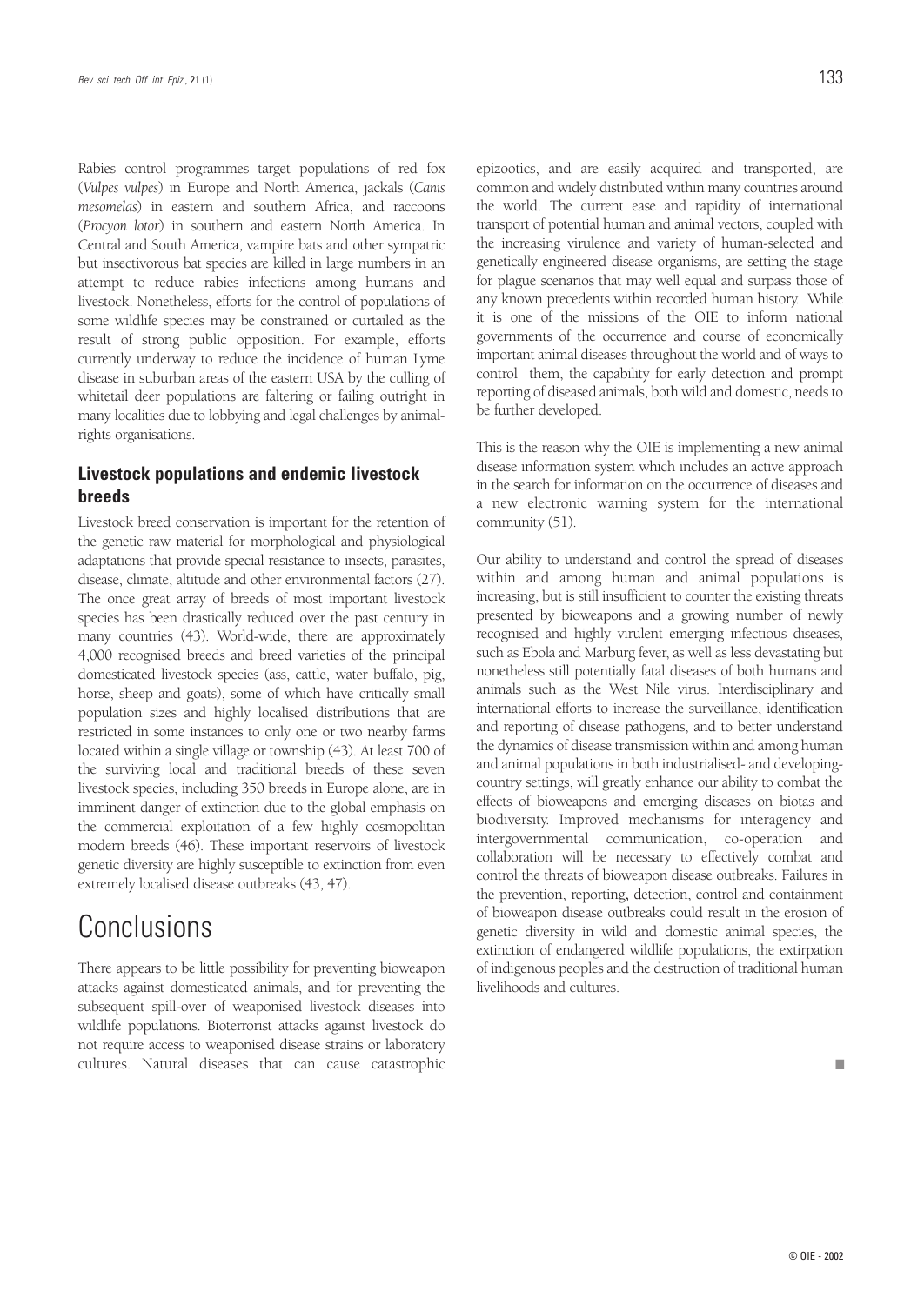Rabies control programmes target populations of red fox (*Vulpes vulpes*) in Europe and North America, jackals (*Canis mesomelas*) in eastern and southern Africa, and raccoons (*Procyon lotor*) in southern and eastern North America. In Central and South America, vampire bats and other sympatric but insectivorous bat species are killed in large numbers in an attempt to reduce rabies infections among humans and livestock. Nonetheless, efforts for the control of populations of some wildlife species may be constrained or curtailed as the result of strong public opposition. For example, efforts currently underway to reduce the incidence of human Lyme disease in suburban areas of the eastern USA by the culling of whitetail deer populations are faltering or failing outright in many localities due to lobbying and legal challenges by animal-rights organisations.

### Livestock populations and endemic livestock breeds

Livestock breed conservation is important for the retention of the genetic raw material for morphological and physiological adaptations that provide special resistance to insects, parasites, disease, climate, altitude and other environmental factors (27). The once great array of breeds of most important livestock species has been drastically reduced over the past century in many countries (43). World-wide, there are approximately 4,000 recognised breeds and breed varieties of the principal domesticated livestock species (ass, cattle, water buffalo, pig, horse, sheep and goats), some of which have critically small population sizes and highly localised distributions that are restricted in some instances to only one or two nearby farms located within a single village or township (43). At least 700 of the surviving local and traditional breeds of these seven livestock species, including 350 breeds in Europe alone, are in imminent danger of extinction due to the global emphasis on the commercial exploitation of a few highly cosmopolitan modern breeds (46). These important reservoirs of livestock genetic diversity are highly susceptible to extinction from even extremely localised disease outbreaks (43, 47).

# Conclusions

There appears to be little possibility for preventing bioweapon attacks against domesticated animals, and for preventing the subsequent spill-over of weaponised livestock diseases into wildlife populations. Bioterrorist attacks against livestock do not require access to weaponised disease strains or laboratory cultures. Natural diseases that can cause catastrophic epizootics, and are easily acquired and transported, are common and widely distributed within many countries around the world. The current ease and rapidity of international transport of potential human and animal vectors, coupled with the increasing virulence and variety of human-selected and genetically engineered disease organisms, are setting the stage for plague scenarios that may well equal and surpass those of any known precedents within recorded human history. While it is one of the missions of the OIE to inform national governments of the occurrence and course of economically important animal diseases throughout the world and of ways to control them, the capability for early detection and prompt reporting of diseased animals, both wild and domestic, needs to be further developed.

This is the reason why the OIE is implementing a new animal disease information system which includes an active approach in the search for information on the occurrence of diseases and a new electronic warning system for the international community (51).

Our ability to understand and control the spread of diseases within and among human and animal populations is increasing, but is still insufficient to counter the existing threats presented by bioweapons and a growing number of newly recognised and highly virulent emerging infectious diseases, such as Ebola and Marburg fever, as well as less devastating but nonetheless still potentially fatal diseases of both humans and animals such as the West Nile virus. Interdisciplinary and international efforts to increase the surveillance, identification and reporting of disease pathogens, and to better understand the dynamics of disease transmission within and among human and animal populations in both industrialised- and developing-country settings, will greatly enhance our ability to combat the effects of bioweapons and emerging diseases on biotas and biodiversity. Improved mechanisms for interagency and intergovernmental communication, co-operation and collaboration will be necessary to effectively combat and control the threats of bioweapon disease outbreaks. Failures in the prevention, reporting, detection, control and containment of bioweapon disease outbreaks could result in the erosion of genetic diversity in wild and domestic animal species, the extinction of endangered wildlife populations, the extirpation of indigenous peoples and the destruction of traditional human livelihoods and cultures.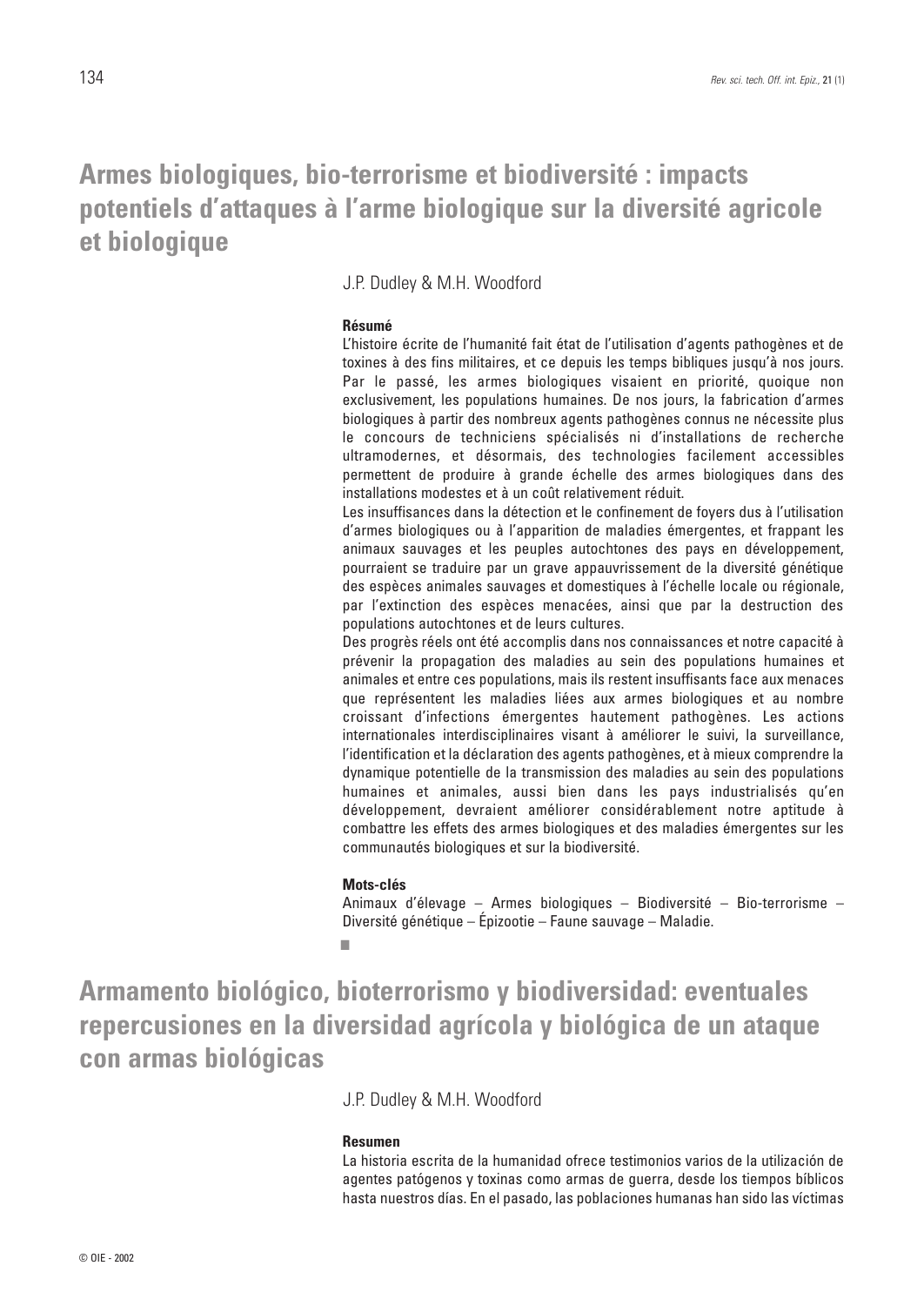# Armes biologiques, bio-terrorisme et biodiversité : impacts potentiels d'attaques à l'arme biologique sur la diversité agricole et biologique

J.P. Dudley & M.H. Woodford

**Résumé**

L'histoire écrite de l'humanité fait état de l'utilisation d'agents pathogènes et de toxines à des fins militaires, et ce depuis les temps bibliques jusqu'à nos jours. Par le passé, les armes biologiques visaient en priorité, quoique non exclusivement, les populations humaines. De nos jours, la fabrication d'armes biologiques à partir des nombreux agents pathogènes connus ne nécessite plus le concours de techniciens spécialisés ni d'installations de recherche ultramodernes, et désormais, des technologies facilement accessibles permettent de produire à grande échelle des armes biologiques dans des installations modestes et à un coût relativement réduit.

Les insuffisances dans la détection et le confinement de foyers dus à l'utilisation d'armes biologiques ou à l'apparition de maladies émergentes, et frappant les animaux sauvages et les peuples autochtones des pays en développement, pourraient se traduire par un grave appauvrissement de la diversité génétique des espèces animales sauvages et domestiques à l'échelle locale ou régionale, par l'extinction des espèces menacées, ainsi que par la destruction des populations autochtones et de leurs cultures.

Des progrès réels ont été accomplis dans nos connaissances et notre capacité à prévenir la propagation des maladies au sein des populations humaines et animales et entre ces populations, mais ils restent insuffisants face aux menaces que représentent les maladies liées aux armes biologiques et au nombre croissant d'infections émergentes hautement pathogènes. Les actions internationales interdisciplinaires visant à améliorer le suivi, la surveillance, l'identification et la déclaration des agents pathogènes, et à mieux comprendre la dynamique potentielle de la transmission des maladies au sein des populations humaines et animales, aussi bien dans les pays industrialisés qu'en développement, devraient améliorer considérablement notre aptitude à combattre les effets des armes biologiques et des maladies émergentes sur les communautés biologiques et sur la biodiversité.

**Mots-clés**

Animaux d'élevage – Armes biologiques – Biodiversité – Bio-terrorisme – Diversité génétique – Épizootie – Faune sauvage – Maladie.

■

# Armamento biológico, bioterrorismo y biodiversidad: eventuales repercusiones en la diversidad agrícola y biológica de un ataque con armas biológicas

J.P. Dudley & M.H. Woodford

**Resumen**

La historia escrita de la humanidad ofrece testimonios varios de la utilización de agentes patógenos y toxinas como armas de guerra, desde los tiempos bíblicos hasta nuestros días. En el pasado, las poblaciones humanas han sido las víctimas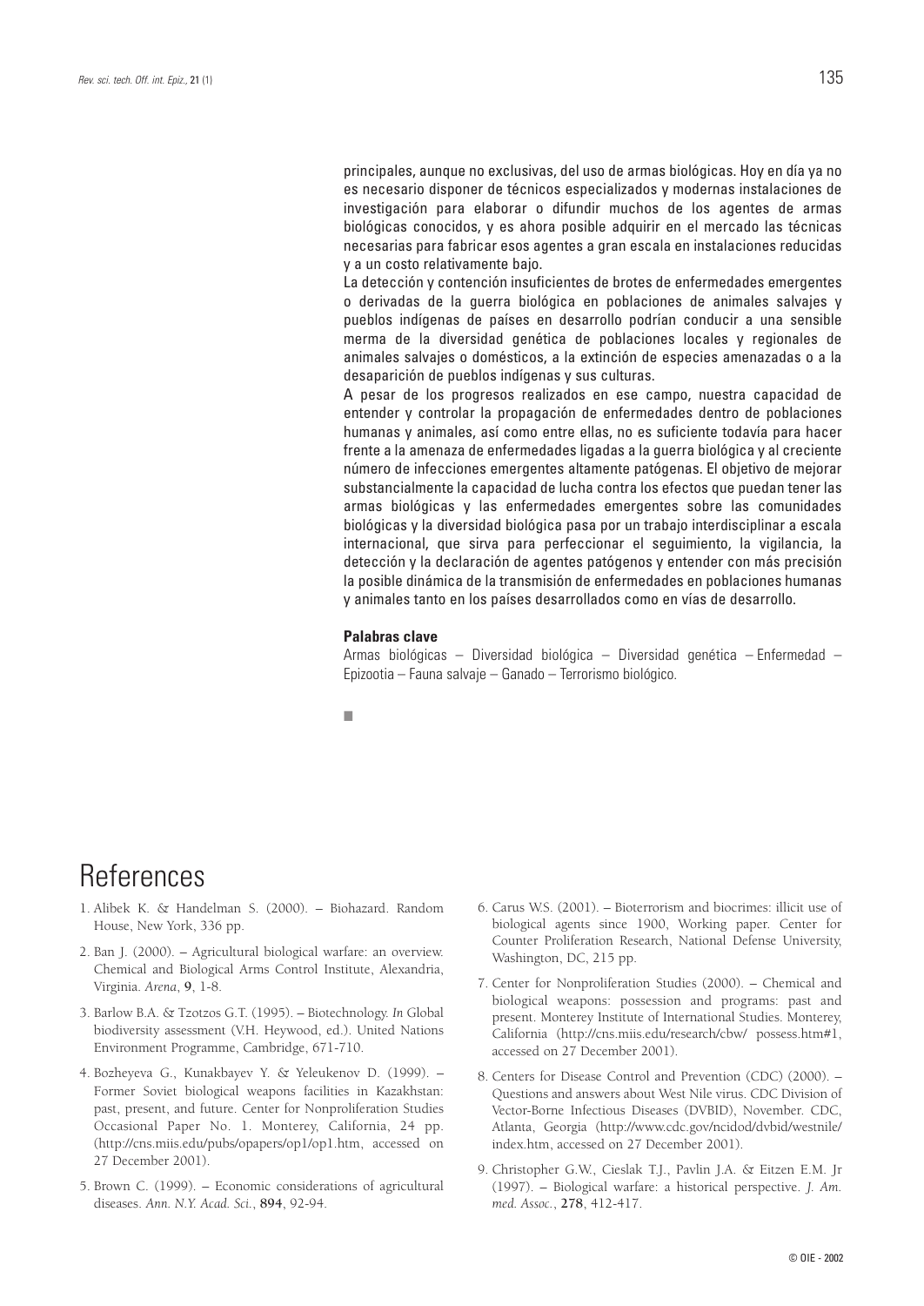principales, aunque no exclusivas, del uso de armas biológicas. Hoy en día ya no es necesario disponer de técnicos especializados y modernas instalaciones de investigación para elaborar o difundir muchos de los agentes de armas biológicas conocidos, y es ahora posible adquirir en el mercado las técnicas necesarias para fabricar esos agentes a gran escala en instalaciones reducidas y a un costo relativamente bajo.

La detección y contención insuficientes de brotes de enfermedades emergentes o derivadas de la guerra biológica en poblaciones de animales salvajes y pueblos indígenas de países en desarrollo podrían conducir a una sensible merma de la diversidad genética de poblaciones locales y regionales de animales salvajes o domésticos, a la extinción de especies amenazadas o a la desaparición de pueblos indígenas y sus culturas.

A pesar de los progresos realizados en ese campo, nuestra capacidad de entender y controlar la propagación de enfermedades dentro de poblaciones humanas y animales, así como entre ellas, no es suficiente todavía para hacer frente a la amenaza de enfermedades ligadas a la guerra biológica y al creciente número de infecciones emergentes altamente patógenas. El objetivo de mejorar substancialmente la capacidad de lucha contra los efectos que puedan tener las armas biológicas y las enfermedades emergentes sobre las comunidades biológicas y la diversidad biológica pasa por un trabajo interdisciplinar a escala internacional, que sirva para perfeccionar el seguimiento, la vigilancia, la detección y la declaración de agentes patógenos y entender con más precisión la posible dinámica de la transmisión de enfermedades en poblaciones humanas y animales tanto en los países desarrollados como en vías de desarrollo.

**Palabras clave**

Armas biológicas – Diversidad biológica – Diversidad genética – Enfermedad – Epizootia – Fauna salvaje – Ganado – Terrorismo biológico.

■

# References

1. Alibek K. & Handelman S. (2000). – Biohazard. Random House, New York, 336 pp.
2. Ban J. (2000). – Agricultural biological warfare: an overview. Chemical and Biological Arms Control Institute, Alexandria, Virginia. *Arena*, **9**, 1-8.
3. Barlow B.A. & Tzotzos G.T. (1995). – Biotechnology. *In* Global biodiversity assessment (V.H. Heywood, ed.). United Nations Environment Programme, Cambridge, 671-710.
4. Bozheyeva G., Kunakbayev Y. & Yeleukenov D. (1999). – Former Soviet biological weapons facilities in Kazakhstan: past, present, and future. Center for Nonproliferation Studies Occasional Paper No. 1. Monterey, California, 24 pp. (http://cns.miis.edu/pubs/opapers/op1/op1.htm, accessed on 27 December 2001).
5. Brown C. (1999). – Economic considerations of agricultural diseases. *Ann. N.Y. Acad. Sci.*, **894**, 92-94.
6. Carus W.S. (2001). – Bioterrorism and biocrimes: illicit use of biological agents since 1900, Working paper. Center for Counter Proliferation Research, National Defense University, Washington, DC, 215 pp.
7. Center for Nonproliferation Studies (2000). – Chemical and biological weapons: possession and programs: past and present. Monterey Institute of International Studies. Monterey, California (http://cns.miis.edu/research/cbw/ possess.htm#1, accessed on 27 December 2001).
8. Centers for Disease Control and Prevention (CDC) (2000). – Questions and answers about West Nile virus. CDC Division of Vector-Borne Infectious Diseases (DVBID), November. CDC, Atlanta, Georgia (http://www.cdc.gov/ncidod/dvbid/westnile/index.htm, accessed on 27 December 2001).
9. Christopher G.W., Cieslak T.J., Pavlin J.A. & Eitzen E.M. Jr (1997). – Biological warfare: a historical perspective. *J. Am. med. Assoc.*, **278**, 412-417.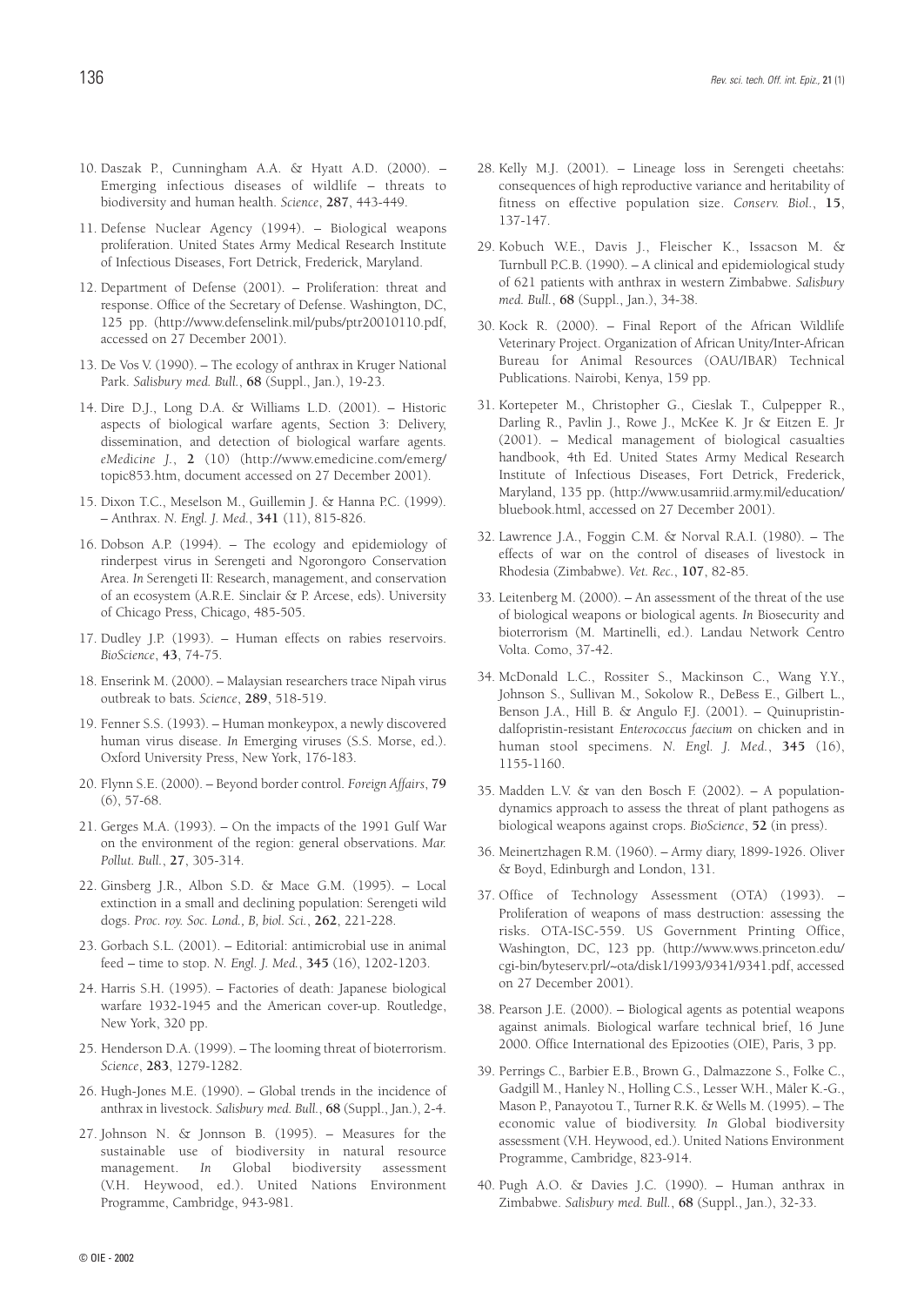10. Daszak P., Cunningham A.A. & Hyatt A.D. (2000). – Emerging infectious diseases of wildlife – threats to biodiversity and human health. *Science*, **287**, 443-449.

11. Defense Nuclear Agency (1994). – Biological weapons proliferation. United States Army Medical Research Institute of Infectious Diseases, Fort Detrick, Frederick, Maryland.

12. Department of Defense (2001). – Proliferation: threat and response. Office of the Secretary of Defense. Washington, DC, 125 pp. (http://www.defenselink.mil/pubs/ptr20010110.pdf, accessed on 27 December 2001).

13. De Vos V. (1990). – The ecology of anthrax in Kruger National Park. *Salisbury med. Bull.*, **68** (Suppl., Jan.), 19-23.

14. Dire D.J., Long D.A. & Williams L.D. (2001). – Historic aspects of biological warfare agents, Section 3: Delivery, dissemination, and detection of biological warfare agents. *eMedicine J.*, **2** (10) (http://www.emedicine.com/emerg/topic853.htm, document accessed on 27 December 2001).

15. Dixon T.C., Meselson M., Guillemin J. & Hanna P.C. (1999). – Anthrax. *N. Engl. J. Med.*, **341** (11), 815-826.

16. Dobson A.P. (1994). – The ecology and epidemiology of rinderpest virus in Serengeti and Ngorongoro Conservation Area. *In* Serengeti II: Research, management, and conservation of an ecosystem (A.R.E. Sinclair & P. Arcese, eds). University of Chicago Press, Chicago, 485-505.

17. Dudley J.P. (1993). – Human effects on rabies reservoirs. *BioScience*, **43**, 74-75.

18. Enserink M. (2000). – Malaysian researchers trace Nipah virus outbreak to bats. *Science*, **289**, 518-519.

19. Fenner S.S. (1993). – Human monkeypox, a newly discovered human virus disease. *In* Emerging viruses (S.S. Morse, ed.). Oxford University Press, New York, 176-183.

20. Flynn S.E. (2000). – Beyond border control. *Foreign Affairs*, **79** (6), 57-68.

21. Gerges M.A. (1993). – On the impacts of the 1991 Gulf War on the environment of the region: general observations. *Mar. Pollut. Bull.*, **27**, 305-314.

22. Ginsberg J.R., Albon S.D. & Mace G.M. (1995). – Local extinction in a small and declining population: Serengeti wild dogs. *Proc. roy. Soc. Lond., B, biol. Sci.*, **262**, 221-228.

23. Gorbach S.L. (2001). – Editorial: antimicrobial use in animal feed – time to stop. *N. Engl. J. Med.*, **345** (16), 1202-1203.

24. Harris S.H. (1995). – Factories of death: Japanese biological warfare 1932-1945 and the American cover-up. Routledge, New York, 320 pp.

25. Henderson D.A. (1999). – The looming threat of bioterrorism. *Science*, **283**, 1279-1282.

26. Hugh-Jones M.E. (1990). – Global trends in the incidence of anthrax in livestock. *Salisbury med. Bull.*, **68** (Suppl., Jan.), 2-4.

27. Johnson N. & Jonnson B. (1995). – Measures for the sustainable use of biodiversity in natural resource management. *In* Global biodiversity assessment (V.H. Heywood, ed.). United Nations Environment Programme, Cambridge, 943-981.

28. Kelly M.J. (2001). – Lineage loss in Serengeti cheetahs: consequences of high reproductive variance and heritability of fitness on effective population size. *Conserv. Biol.*, **15**, 137-147.

29. Kobuch W.E., Davis J., Fleischer K., Issacson M. & Turnbull P.C.B. (1990). – A clinical and epidemiological study of 621 patients with anthrax in western Zimbabwe. *Salisbury med. Bull.*, **68** (Suppl., Jan.), 34-38.

30. Kock R. (2000). – Final Report of the African Wildlife Veterinary Project. Organization of African Unity/Inter-African Bureau for Animal Resources (OAU/IBAR) Technical Publications. Nairobi, Kenya, 159 pp.

31. Kortepeter M., Christopher G., Cieslak T., Culpepper R., Darling R., Pavlin J., Rowe J., McKee K. Jr & Eitzen E. Jr (2001). – Medical management of biological casualties handbook, 4th Ed. United States Army Medical Research Institute of Infectious Diseases, Fort Detrick, Frederick, Maryland, 135 pp. (http://www.usamriid.army.mil/education/bluebook.html, accessed on 27 December 2001).

32. Lawrence J.A., Foggin C.M. & Norval R.A.I. (1980). – The effects of war on the control of diseases of livestock in Rhodesia (Zimbabwe). *Vet. Rec.*, **107**, 82-85.

33. Leitenberg M. (2000). – An assessment of the threat of the use of biological weapons or biological agents. *In* Biosecurity and bioterrorism (M. Martinelli, ed.). Landau Network Centro Volta. Como, 37-42.

34. McDonald L.C., Rossiter S., Mackinson C., Wang Y.Y., Johnson S., Sullivan M., Sokolow R., DeBess E., Gilbert L., Benson J.A., Hill B. & Angulo F.J. (2001). – Quinupristin-dalfopristin-resistant *Enterococcus faecium* on chicken and in human stool specimens. *N. Engl. J. Med.*, **345** (16), 1155-1160.

35. Madden L.V. & van den Bosch F. (2002). – A population-dynamics approach to assess the threat of plant pathogens as biological weapons against crops. *BioScience*, **52** (in press).

36. Meinertzhagen R.M. (1960). – Army diary, 1899-1926. Oliver & Boyd, Edinburgh and London, 131.

37. Office of Technology Assessment (OTA) (1993). – Proliferation of weapons of mass destruction: assessing the risks. OTA-ISC-559. US Government Printing Office, Washington, DC, 123 pp. (http://www.wws.princeton.edu/cgi-bin/byteserv.prl/~ota/disk1/1993/9341/9341.pdf, accessed on 27 December 2001).

38. Pearson J.E. (2000). – Biological agents as potential weapons against animals. Biological warfare technical brief, 16 June 2000. Office International des Epizooties (OIE), Paris, 3 pp.

39. Perrings C., Barbier E.B., Brown G., Dalmazzone S., Folke C., Gadgill M., Hanley N., Holling C.S., Lesser W.H., Mäler K.-G., Mason P., Panayotou T., Turner R.K. & Wells M. (1995). – The economic value of biodiversity. *In* Global biodiversity assessment (V.H. Heywood, ed.). United Nations Environment Programme, Cambridge, 823-914.

40. Pugh A.O. & Davies J.C. (1990). – Human anthrax in Zimbabwe. *Salisbury med. Bull.*, **68** (Suppl., Jan.), 32-33.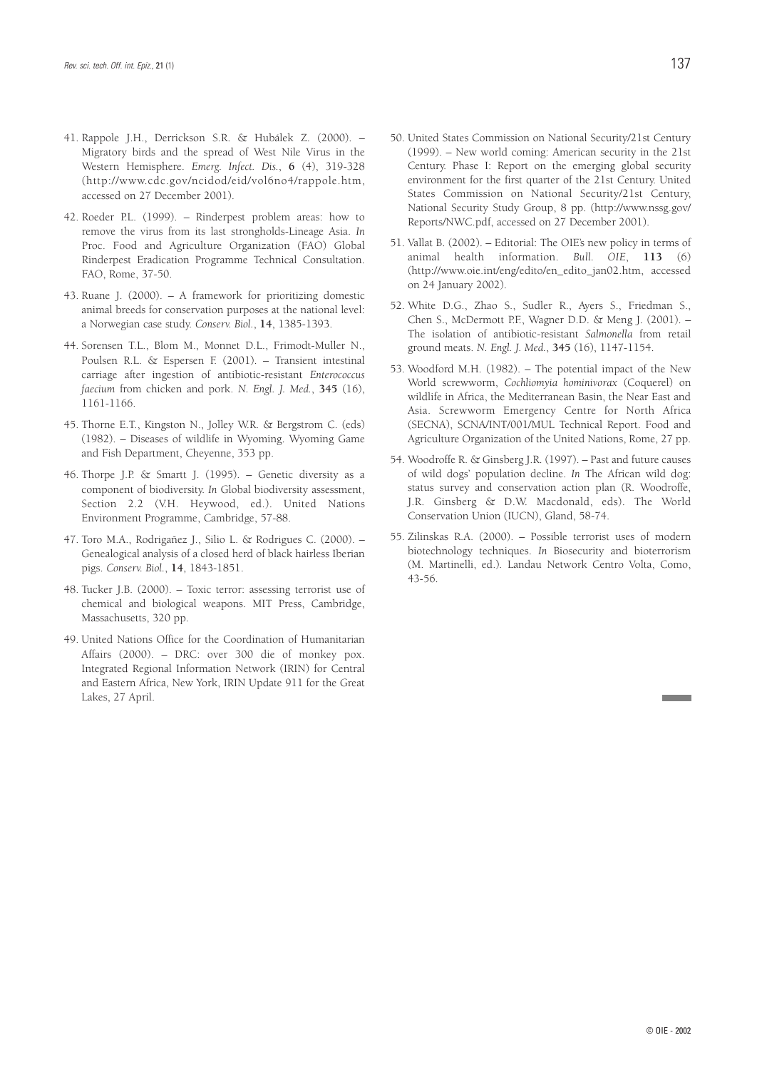41. Rappole J.H., Derrickson S.R. & Hubálek Z. (2000). – Migratory birds and the spread of West Nile Virus in the Western Hemisphere. *Emerg. Infect. Dis.*, **6** (4), 319-328 (http://www.cdc.gov/ncidod/eid/vol6no4/rappole.htm, accessed on 27 December 2001).

42. Roeder P.L. (1999). – Rinderpest problem areas: how to remove the virus from its last strongholds-Lineage Asia. *In* Proc. Food and Agriculture Organization (FAO) Global Rinderpest Eradication Programme Technical Consultation. FAO, Rome, 37-50.

43. Ruane J. (2000). – A framework for prioritizing domestic animal breeds for conservation purposes at the national level: a Norwegian case study. *Conserv. Biol.*, **14**, 1385-1393.

44. Sorensen T.L., Blom M., Monnet D.L., Frimodt-Muller N., Poulsen R.L. & Espersen F. (2001). – Transient intestinal carriage after ingestion of antibiotic-resistant *Enterococcus faecium* from chicken and pork. *N. Engl. J. Med.*, **345** (16), 1161-1166.

45. Thorne E.T., Kingston N., Jolley W.R. & Bergstrom C. (eds) (1982). – Diseases of wildlife in Wyoming. Wyoming Game and Fish Department, Cheyenne, 353 pp.

46. Thorpe J.P. & Smartt J. (1995). – Genetic diversity as a component of biodiversity. *In* Global biodiversity assessment, Section 2.2 (V.H. Heywood, ed.). United Nations Environment Programme, Cambridge, 57-88.

47. Toro M.A., Rodrigañez J., Silio L. & Rodrigues C. (2000). – Genealogical analysis of a closed herd of black hairless Iberian pigs. *Conserv. Biol.*, **14**, 1843-1851.

48. Tucker J.B. (2000). – Toxic terror: assessing terrorist use of chemical and biological weapons. MIT Press, Cambridge, Massachusetts, 320 pp.

49. United Nations Office for the Coordination of Humanitarian Affairs (2000). – DRC: over 300 die of monkey pox. Integrated Regional Information Network (IRIN) for Central and Eastern Africa, New York, IRIN Update 911 for the Great Lakes, 27 April.

50. United States Commission on National Security/21st Century (1999). – New world coming: American security in the 21st Century. Phase I: Report on the emerging global security environment for the first quarter of the 21st Century. United States Commission on National Security/21st Century, National Security Study Group, 8 pp. (http://www.nssg.gov/Reports/NWC.pdf, accessed on 27 December 2001).

51. Vallat B. (2002). – Editorial: The OIE's new policy in terms of animal health information. *Bull. OIE*, **113** (6) (http://www.oie.int/eng/edito/en_edito_jan02.htm, accessed on 24 January 2002).

52. White D.G., Zhao S., Sudler R., Ayers S., Friedman S., Chen S., McDermott P.F., Wagner D.D. & Meng J. (2001). – The isolation of antibiotic-resistant *Salmonella* from retail ground meats. *N. Engl. J. Med.*, **345** (16), 1147-1154.

53. Woodford M.H. (1982). – The potential impact of the New World screwworm, *Cochliomyia hominivorax* (Coquerel) on wildlife in Africa, the Mediterranean Basin, the Near East and Asia. Screwworm Emergency Centre for North Africa (SECNA), SCNA/INT/001/MUL Technical Report. Food and Agriculture Organization of the United Nations, Rome, 27 pp.

54. Woodroffe R. & Ginsberg J.R. (1997). – Past and future causes of wild dogs' population decline. *In* The African wild dog: status survey and conservation action plan (R. Woodroffe, J.R. Ginsberg & D.W. Macdonald, eds). The World Conservation Union (IUCN), Gland, 58-74.

55. Zilinskas R.A. (2000). – Possible terrorist uses of modern biotechnology techniques. *In* Biosecurity and bioterrorism (M. Martinelli, ed.). Landau Network Centro Volta, Como, 43-56.